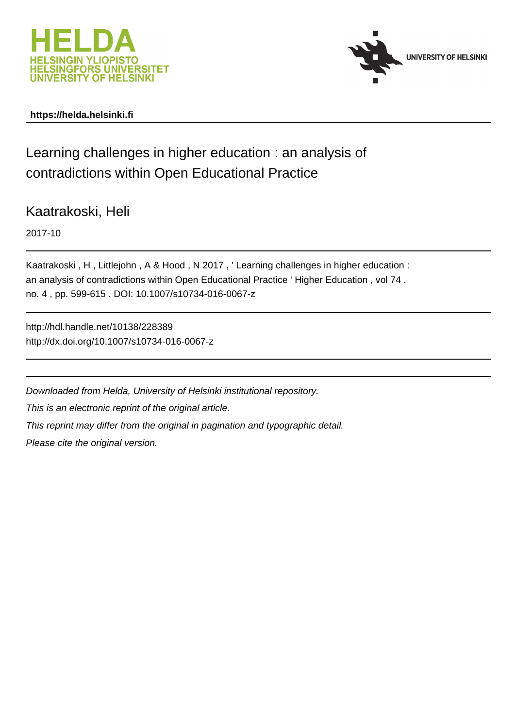HELDA
HELSINGIN YLIOPISTO
HELSINGFORS UNIVERSITET
UNIVERSITY OF HELSINKI

UNIVERSITY OF HELSINKI

**https://helda.helsinki.fi**

# Learning challenges in higher education : an analysis of contradictions within Open Educational Practice

## Kaatrakoski, Heli

2017-10

Kaatrakoski , H , Littlejohn , A & Hood , N 2017 , ' Learning challenges in higher education : an analysis of contradictions within Open Educational Practice ' Higher Education , vol 74 , no. 4 , pp. 599-615 . DOI: 10.1007/s10734-016-0067-z

http://hdl.handle.net/10138/228389
http://dx.doi.org/10.1007/s10734-016-0067-z

*Downloaded from Helda, University of Helsinki institutional repository.*

*This is an electronic reprint of the original article.*

*This reprint may differ from the original in pagination and typographic detail.*

*Please cite the original version.*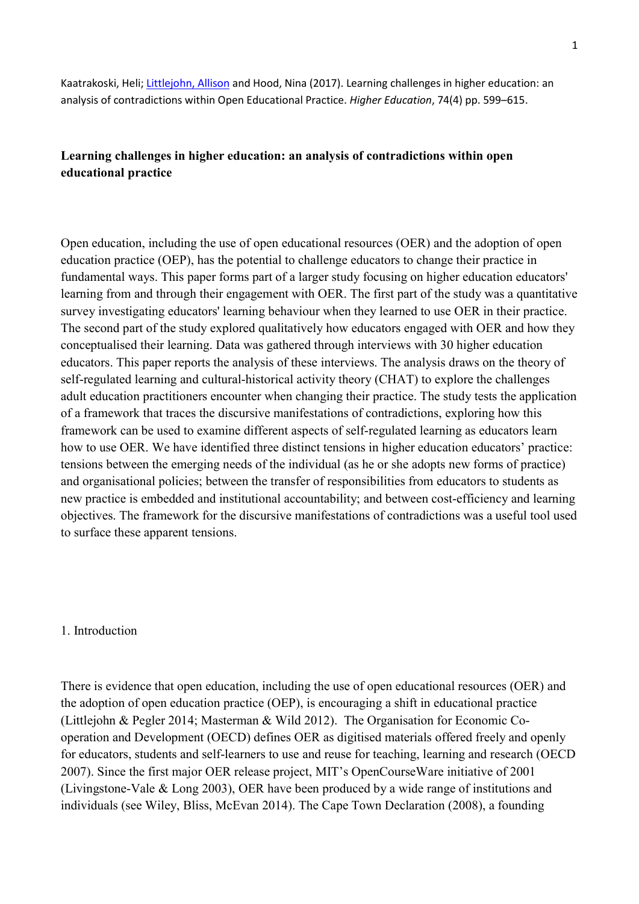Kaatrakoski, Heli; Littlejohn, Allison and Hood, Nina (2017). Learning challenges in higher education: an analysis of contradictions within Open Educational Practice. *Higher Education*, 74(4) pp. 599–615.

# Learning challenges in higher education: an analysis of contradictions within open educational practice

Open education, including the use of open educational resources (OER) and the adoption of open education practice (OEP), has the potential to challenge educators to change their practice in fundamental ways. This paper forms part of a larger study focusing on higher education educators' learning from and through their engagement with OER. The first part of the study was a quantitative survey investigating educators' learning behaviour when they learned to use OER in their practice. The second part of the study explored qualitatively how educators engaged with OER and how they conceptualised their learning. Data was gathered through interviews with 30 higher education educators. This paper reports the analysis of these interviews. The analysis draws on the theory of self-regulated learning and cultural-historical activity theory (CHAT) to explore the challenges adult education practitioners encounter when changing their practice. The study tests the application of a framework that traces the discursive manifestations of contradictions, exploring how this framework can be used to examine different aspects of self-regulated learning as educators learn how to use OER. We have identified three distinct tensions in higher education educators' practice: tensions between the emerging needs of the individual (as he or she adopts new forms of practice) and organisational policies; between the transfer of responsibilities from educators to students as new practice is embedded and institutional accountability; and between cost-efficiency and learning objectives. The framework for the discursive manifestations of contradictions was a useful tool used to surface these apparent tensions.

## 1. Introduction

There is evidence that open education, including the use of open educational resources (OER) and the adoption of open education practice (OEP), is encouraging a shift in educational practice (Littlejohn & Pegler 2014; Masterman & Wild 2012). The Organisation for Economic Co-operation and Development (OECD) defines OER as digitised materials offered freely and openly for educators, students and self-learners to use and reuse for teaching, learning and research (OECD 2007). Since the first major OER release project, MIT's OpenCourseWare initiative of 2001 (Livingstone-Vale & Long 2003), OER have been produced by a wide range of institutions and individuals (see Wiley, Bliss, McEvan 2014). The Cape Town Declaration (2008), a founding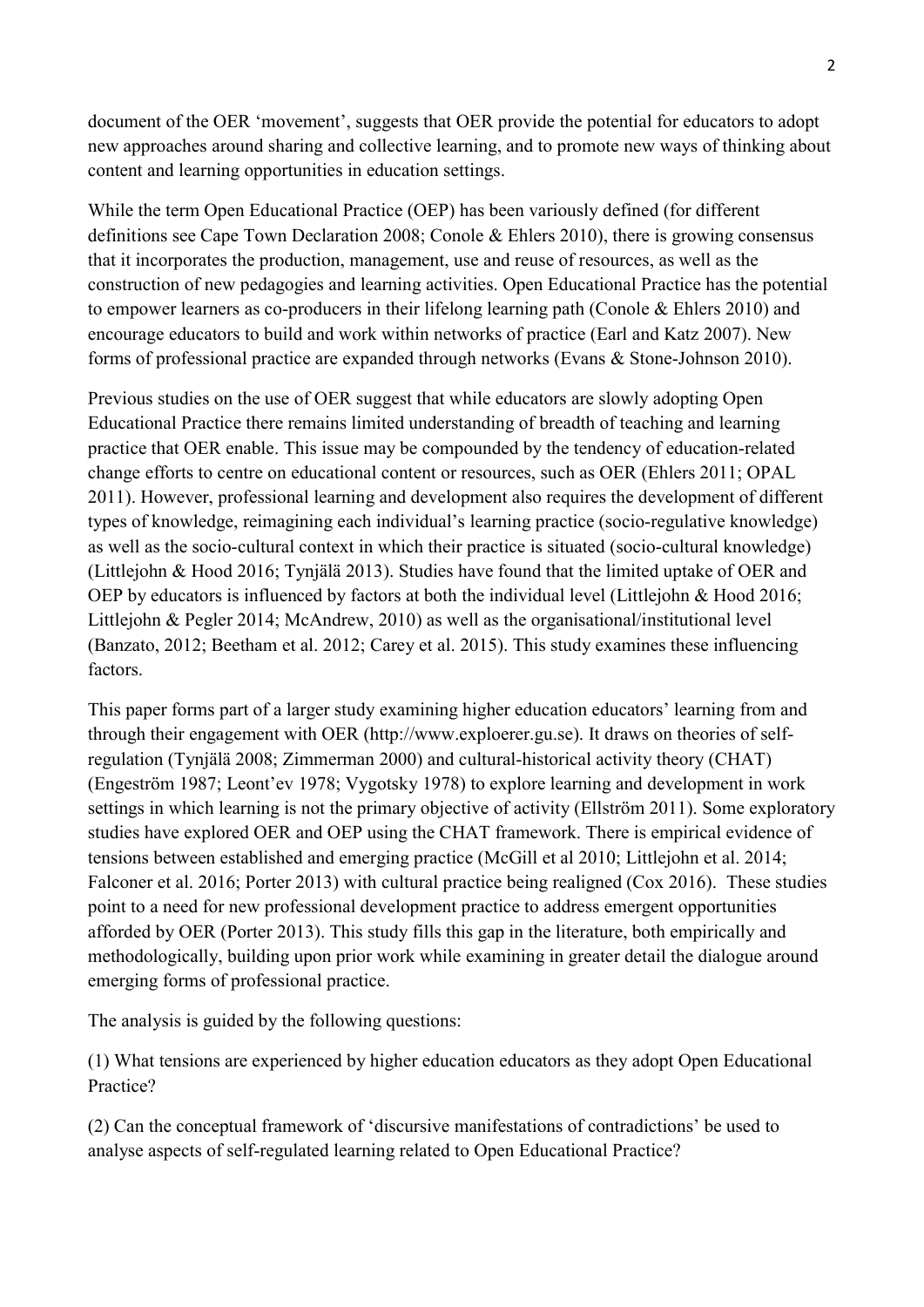document of the OER 'movement', suggests that OER provide the potential for educators to adopt new approaches around sharing and collective learning, and to promote new ways of thinking about content and learning opportunities in education settings.

While the term Open Educational Practice (OEP) has been variously defined (for different definitions see Cape Town Declaration 2008; Conole & Ehlers 2010), there is growing consensus that it incorporates the production, management, use and reuse of resources, as well as the construction of new pedagogies and learning activities. Open Educational Practice has the potential to empower learners as co-producers in their lifelong learning path (Conole & Ehlers 2010) and encourage educators to build and work within networks of practice (Earl and Katz 2007). New forms of professional practice are expanded through networks (Evans & Stone-Johnson 2010).

Previous studies on the use of OER suggest that while educators are slowly adopting Open Educational Practice there remains limited understanding of breadth of teaching and learning practice that OER enable. This issue may be compounded by the tendency of education-related change efforts to centre on educational content or resources, such as OER (Ehlers 2011; OPAL 2011). However, professional learning and development also requires the development of different types of knowledge, reimagining each individual's learning practice (socio-regulative knowledge) as well as the socio-cultural context in which their practice is situated (socio-cultural knowledge) (Littlejohn & Hood 2016; Tynjälä 2013). Studies have found that the limited uptake of OER and OEP by educators is influenced by factors at both the individual level (Littlejohn & Hood 2016; Littlejohn & Pegler 2014; McAndrew, 2010) as well as the organisational/institutional level (Banzato, 2012; Beetham et al. 2012; Carey et al. 2015). This study examines these influencing factors.

This paper forms part of a larger study examining higher education educators' learning from and through their engagement with OER (http://www.exploerer.gu.se). It draws on theories of self-regulation (Tynjälä 2008; Zimmerman 2000) and cultural-historical activity theory (CHAT) (Engeström 1987; Leont'ev 1978; Vygotsky 1978) to explore learning and development in work settings in which learning is not the primary objective of activity (Ellström 2011). Some exploratory studies have explored OER and OEP using the CHAT framework. There is empirical evidence of tensions between established and emerging practice (McGill et al 2010; Littlejohn et al. 2014; Falconer et al. 2016; Porter 2013) with cultural practice being realigned (Cox 2016). These studies point to a need for new professional development practice to address emergent opportunities afforded by OER (Porter 2013). This study fills this gap in the literature, both empirically and methodologically, building upon prior work while examining in greater detail the dialogue around emerging forms of professional practice.

The analysis is guided by the following questions:

(1) What tensions are experienced by higher education educators as they adopt Open Educational Practice?

(2) Can the conceptual framework of 'discursive manifestations of contradictions' be used to analyse aspects of self-regulated learning related to Open Educational Practice?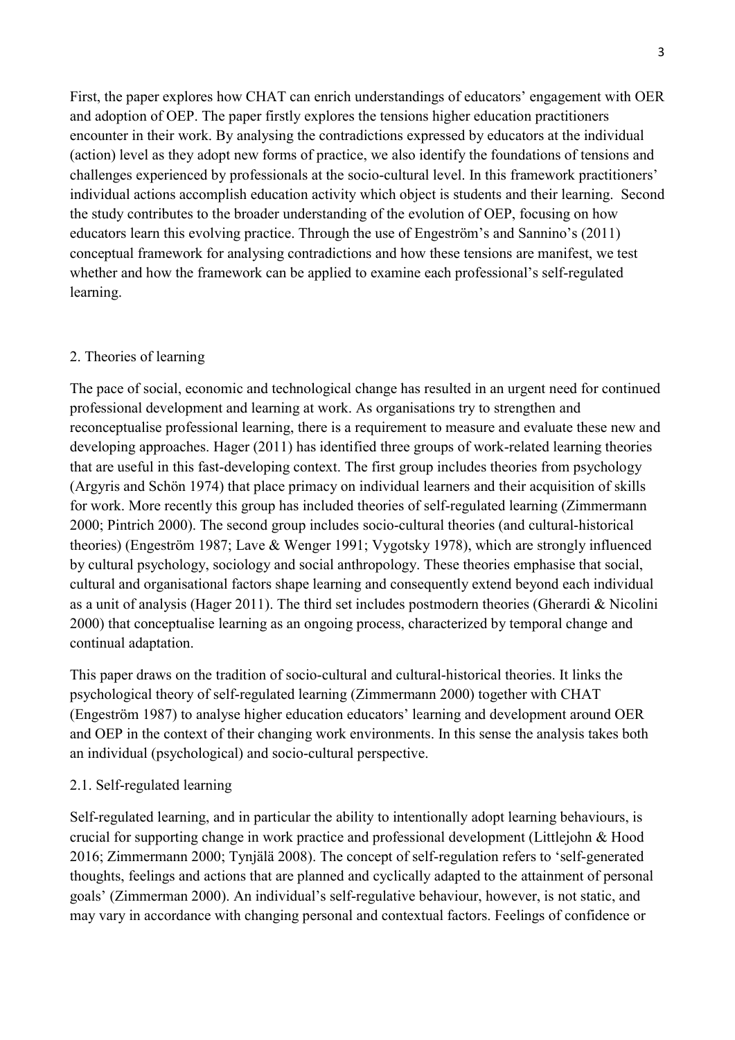First, the paper explores how CHAT can enrich understandings of educators' engagement with OER and adoption of OEP. The paper firstly explores the tensions higher education practitioners encounter in their work. By analysing the contradictions expressed by educators at the individual (action) level as they adopt new forms of practice, we also identify the foundations of tensions and challenges experienced by professionals at the socio-cultural level. In this framework practitioners' individual actions accomplish education activity which object is students and their learning. Second the study contributes to the broader understanding of the evolution of OEP, focusing on how educators learn this evolving practice. Through the use of Engeström's and Sannino's (2011) conceptual framework for analysing contradictions and how these tensions are manifest, we test whether and how the framework can be applied to examine each professional's self-regulated learning.

## 2. Theories of learning

The pace of social, economic and technological change has resulted in an urgent need for continued professional development and learning at work. As organisations try to strengthen and reconceptualise professional learning, there is a requirement to measure and evaluate these new and developing approaches. Hager (2011) has identified three groups of work-related learning theories that are useful in this fast-developing context. The first group includes theories from psychology (Argyris and Schön 1974) that place primacy on individual learners and their acquisition of skills for work. More recently this group has included theories of self-regulated learning (Zimmermann 2000; Pintrich 2000). The second group includes socio-cultural theories (and cultural-historical theories) (Engeström 1987; Lave & Wenger 1991; Vygotsky 1978), which are strongly influenced by cultural psychology, sociology and social anthropology. These theories emphasise that social, cultural and organisational factors shape learning and consequently extend beyond each individual as a unit of analysis (Hager 2011). The third set includes postmodern theories (Gherardi & Nicolini 2000) that conceptualise learning as an ongoing process, characterized by temporal change and continual adaptation.

This paper draws on the tradition of socio-cultural and cultural-historical theories. It links the psychological theory of self-regulated learning (Zimmermann 2000) together with CHAT (Engeström 1987) to analyse higher education educators' learning and development around OER and OEP in the context of their changing work environments. In this sense the analysis takes both an individual (psychological) and socio-cultural perspective.

### 2.1. Self-regulated learning

Self-regulated learning, and in particular the ability to intentionally adopt learning behaviours, is crucial for supporting change in work practice and professional development (Littlejohn & Hood 2016; Zimmermann 2000; Tynjälä 2008). The concept of self-regulation refers to 'self-generated thoughts, feelings and actions that are planned and cyclically adapted to the attainment of personal goals' (Zimmerman 2000). An individual's self-regulative behaviour, however, is not static, and may vary in accordance with changing personal and contextual factors. Feelings of confidence or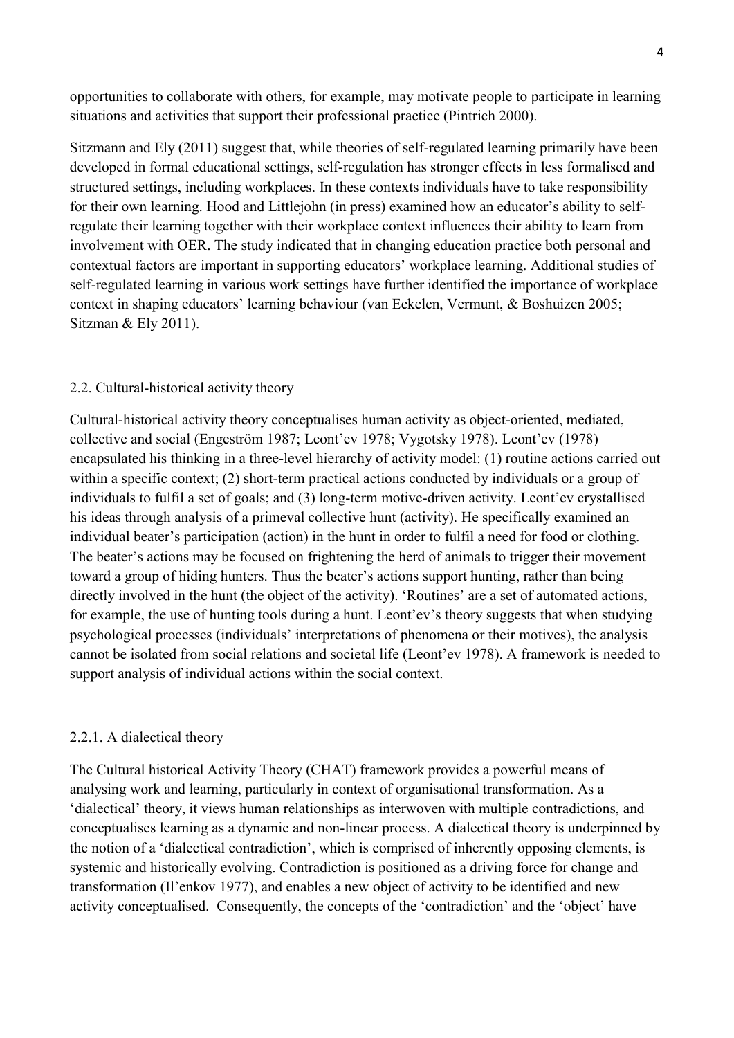opportunities to collaborate with others, for example, may motivate people to participate in learning situations and activities that support their professional practice (Pintrich 2000).

Sitzmann and Ely (2011) suggest that, while theories of self-regulated learning primarily have been developed in formal educational settings, self-regulation has stronger effects in less formalised and structured settings, including workplaces. In these contexts individuals have to take responsibility for their own learning. Hood and Littlejohn (in press) examined how an educator's ability to self-regulate their learning together with their workplace context influences their ability to learn from involvement with OER. The study indicated that in changing education practice both personal and contextual factors are important in supporting educators' workplace learning. Additional studies of self-regulated learning in various work settings have further identified the importance of workplace context in shaping educators' learning behaviour (van Eekelen, Vermunt, & Boshuizen 2005; Sitzman & Ely 2011).

## 2.2. Cultural-historical activity theory

Cultural-historical activity theory conceptualises human activity as object-oriented, mediated, collective and social (Engeström 1987; Leont'ev 1978; Vygotsky 1978). Leont'ev (1978) encapsulated his thinking in a three-level hierarchy of activity model: (1) routine actions carried out within a specific context; (2) short-term practical actions conducted by individuals or a group of individuals to fulfil a set of goals; and (3) long-term motive-driven activity. Leont'ev crystallised his ideas through analysis of a primeval collective hunt (activity). He specifically examined an individual beater's participation (action) in the hunt in order to fulfil a need for food or clothing. The beater's actions may be focused on frightening the herd of animals to trigger their movement toward a group of hiding hunters. Thus the beater's actions support hunting, rather than being directly involved in the hunt (the object of the activity). 'Routines' are a set of automated actions, for example, the use of hunting tools during a hunt. Leont'ev's theory suggests that when studying psychological processes (individuals' interpretations of phenomena or their motives), the analysis cannot be isolated from social relations and societal life (Leont'ev 1978). A framework is needed to support analysis of individual actions within the social context.

### 2.2.1. A dialectical theory

The Cultural historical Activity Theory (CHAT) framework provides a powerful means of analysing work and learning, particularly in context of organisational transformation. As a 'dialectical' theory, it views human relationships as interwoven with multiple contradictions, and conceptualises learning as a dynamic and non-linear process. A dialectical theory is underpinned by the notion of a 'dialectical contradiction', which is comprised of inherently opposing elements, is systemic and historically evolving. Contradiction is positioned as a driving force for change and transformation (Il'enkov 1977), and enables a new object of activity to be identified and new activity conceptualised. Consequently, the concepts of the 'contradiction' and the 'object' have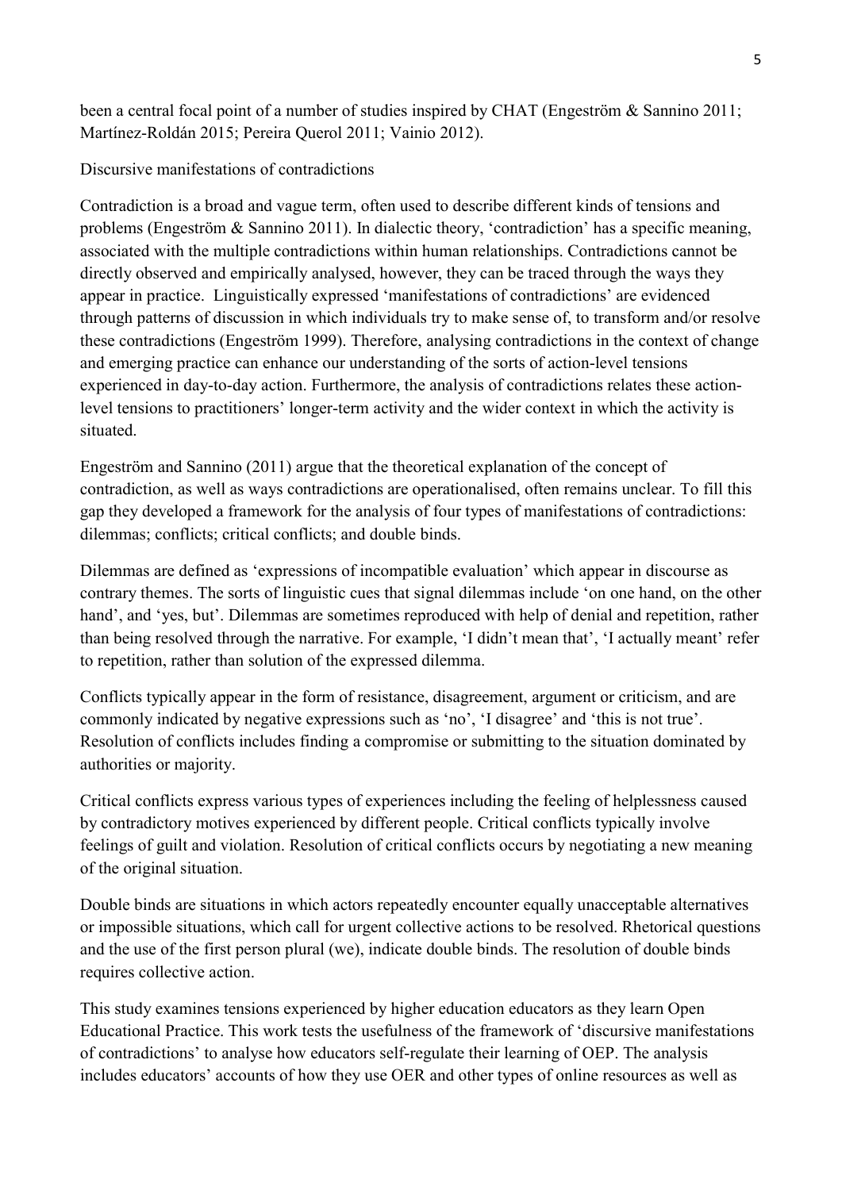been a central focal point of a number of studies inspired by CHAT (Engeström & Sannino 2011; Martínez-Roldán 2015; Pereira Querol 2011; Vainio 2012).

## Discursive manifestations of contradictions

Contradiction is a broad and vague term, often used to describe different kinds of tensions and problems (Engeström & Sannino 2011). In dialectic theory, 'contradiction' has a specific meaning, associated with the multiple contradictions within human relationships. Contradictions cannot be directly observed and empirically analysed, however, they can be traced through the ways they appear in practice. Linguistically expressed 'manifestations of contradictions' are evidenced through patterns of discussion in which individuals try to make sense of, to transform and/or resolve these contradictions (Engeström 1999). Therefore, analysing contradictions in the context of change and emerging practice can enhance our understanding of the sorts of action-level tensions experienced in day-to-day action. Furthermore, the analysis of contradictions relates these action-level tensions to practitioners' longer-term activity and the wider context in which the activity is situated.

Engeström and Sannino (2011) argue that the theoretical explanation of the concept of contradiction, as well as ways contradictions are operationalised, often remains unclear. To fill this gap they developed a framework for the analysis of four types of manifestations of contradictions: dilemmas; conflicts; critical conflicts; and double binds.

Dilemmas are defined as 'expressions of incompatible evaluation' which appear in discourse as contrary themes. The sorts of linguistic cues that signal dilemmas include 'on one hand, on the other hand', and 'yes, but'. Dilemmas are sometimes reproduced with help of denial and repetition, rather than being resolved through the narrative. For example, 'I didn't mean that', 'I actually meant' refer to repetition, rather than solution of the expressed dilemma.

Conflicts typically appear in the form of resistance, disagreement, argument or criticism, and are commonly indicated by negative expressions such as 'no', 'I disagree' and 'this is not true'. Resolution of conflicts includes finding a compromise or submitting to the situation dominated by authorities or majority.

Critical conflicts express various types of experiences including the feeling of helplessness caused by contradictory motives experienced by different people. Critical conflicts typically involve feelings of guilt and violation. Resolution of critical conflicts occurs by negotiating a new meaning of the original situation.

Double binds are situations in which actors repeatedly encounter equally unacceptable alternatives or impossible situations, which call for urgent collective actions to be resolved. Rhetorical questions and the use of the first person plural (we), indicate double binds. The resolution of double binds requires collective action.

This study examines tensions experienced by higher education educators as they learn Open Educational Practice. This work tests the usefulness of the framework of 'discursive manifestations of contradictions' to analyse how educators self-regulate their learning of OEP. The analysis includes educators' accounts of how they use OER and other types of online resources as well as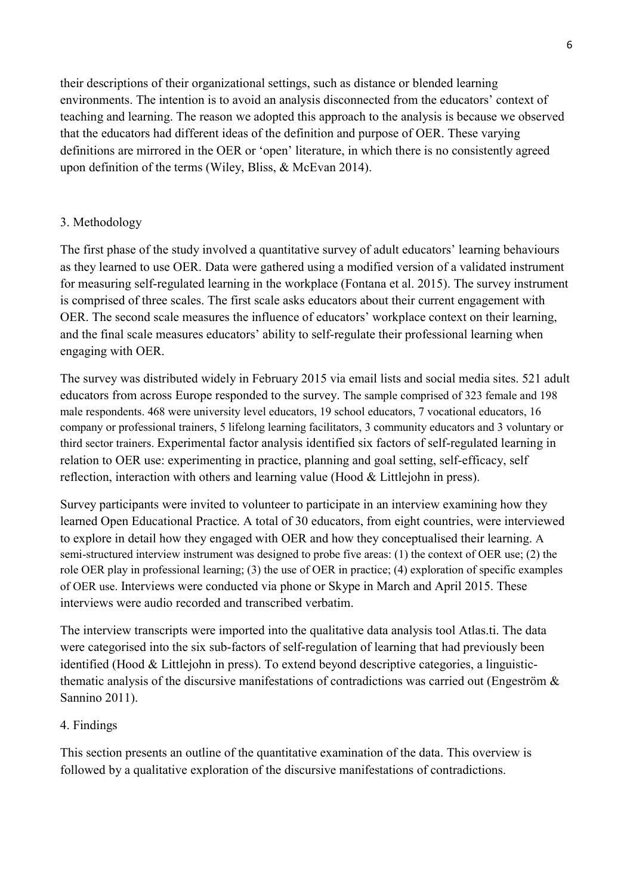their descriptions of their organizational settings, such as distance or blended learning environments. The intention is to avoid an analysis disconnected from the educators' context of teaching and learning. The reason we adopted this approach to the analysis is because we observed that the educators had different ideas of the definition and purpose of OER. These varying definitions are mirrored in the OER or 'open' literature, in which there is no consistently agreed upon definition of the terms (Wiley, Bliss, & McEvan 2014).

## 3. Methodology

The first phase of the study involved a quantitative survey of adult educators' learning behaviours as they learned to use OER. Data were gathered using a modified version of a validated instrument for measuring self-regulated learning in the workplace (Fontana et al. 2015). The survey instrument is comprised of three scales. The first scale asks educators about their current engagement with OER. The second scale measures the influence of educators' workplace context on their learning, and the final scale measures educators' ability to self-regulate their professional learning when engaging with OER.

The survey was distributed widely in February 2015 via email lists and social media sites. 521 adult educators from across Europe responded to the survey. The sample comprised of 323 female and 198 male respondents. 468 were university level educators, 19 school educators, 7 vocational educators, 16 company or professional trainers, 5 lifelong learning facilitators, 3 community educators and 3 voluntary or third sector trainers. Experimental factor analysis identified six factors of self-regulated learning in relation to OER use: experimenting in practice, planning and goal setting, self-efficacy, self reflection, interaction with others and learning value (Hood & Littlejohn in press).

Survey participants were invited to volunteer to participate in an interview examining how they learned Open Educational Practice. A total of 30 educators, from eight countries, were interviewed to explore in detail how they engaged with OER and how they conceptualised their learning. A semi-structured interview instrument was designed to probe five areas: (1) the context of OER use; (2) the role OER play in professional learning; (3) the use of OER in practice; (4) exploration of specific examples of OER use. Interviews were conducted via phone or Skype in March and April 2015. These interviews were audio recorded and transcribed verbatim.

The interview transcripts were imported into the qualitative data analysis tool Atlas.ti. The data were categorised into the six sub-factors of self-regulation of learning that had previously been identified (Hood & Littlejohn in press). To extend beyond descriptive categories, a linguistic-thematic analysis of the discursive manifestations of contradictions was carried out (Engeström & Sannino 2011).

## 4. Findings

This section presents an outline of the quantitative examination of the data. This overview is followed by a qualitative exploration of the discursive manifestations of contradictions.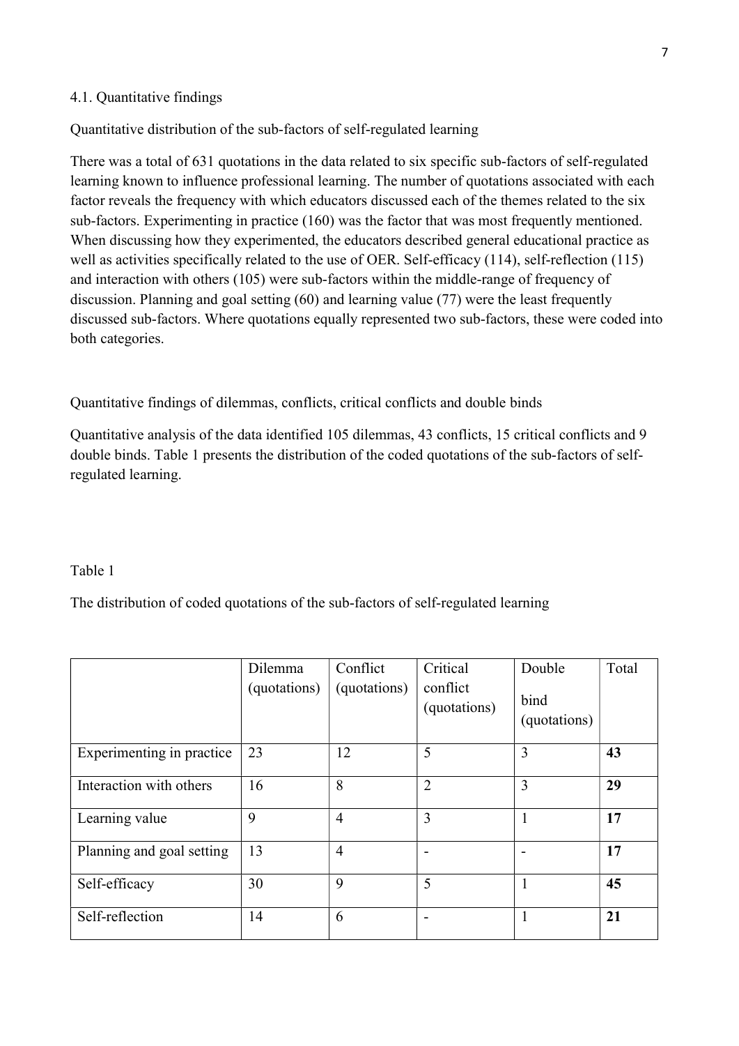### 4.1. Quantitative findings

Quantitative distribution of the sub-factors of self-regulated learning

There was a total of 631 quotations in the data related to six specific sub-factors of self-regulated learning known to influence professional learning. The number of quotations associated with each factor reveals the frequency with which educators discussed each of the themes related to the six sub-factors. Experimenting in practice (160) was the factor that was most frequently mentioned. When discussing how they experimented, the educators described general educational practice as well as activities specifically related to the use of OER. Self-efficacy (114), self-reflection (115) and interaction with others (105) were sub-factors within the middle-range of frequency of discussion. Planning and goal setting (60) and learning value (77) were the least frequently discussed sub-factors. Where quotations equally represented two sub-factors, these were coded into both categories.

Quantitative findings of dilemmas, conflicts, critical conflicts and double binds

Quantitative analysis of the data identified 105 dilemmas, 43 conflicts, 15 critical conflicts and 9 double binds. Table 1 presents the distribution of the coded quotations of the sub-factors of self-regulated learning.

Table 1

The distribution of coded quotations of the sub-factors of self-regulated learning

| | Dilemma (quotations) | Conflict (quotations) | Critical conflict (quotations) | Double bind (quotations) | Total |
|---|---|---|---|---|---|
| Experimenting in practice | 23 | 12 | 5 | 3 | **43** |
| Interaction with others | 16 | 8 | 2 | 3 | **29** |
| Learning value | 9 | 4 | 3 | 1 | **17** |
| Planning and goal setting | 13 | 4 | - | - | **17** |
| Self-efficacy | 30 | 9 | 5 | 1 | **45** |
| Self-reflection | 14 | 6 | - | 1 | **21** |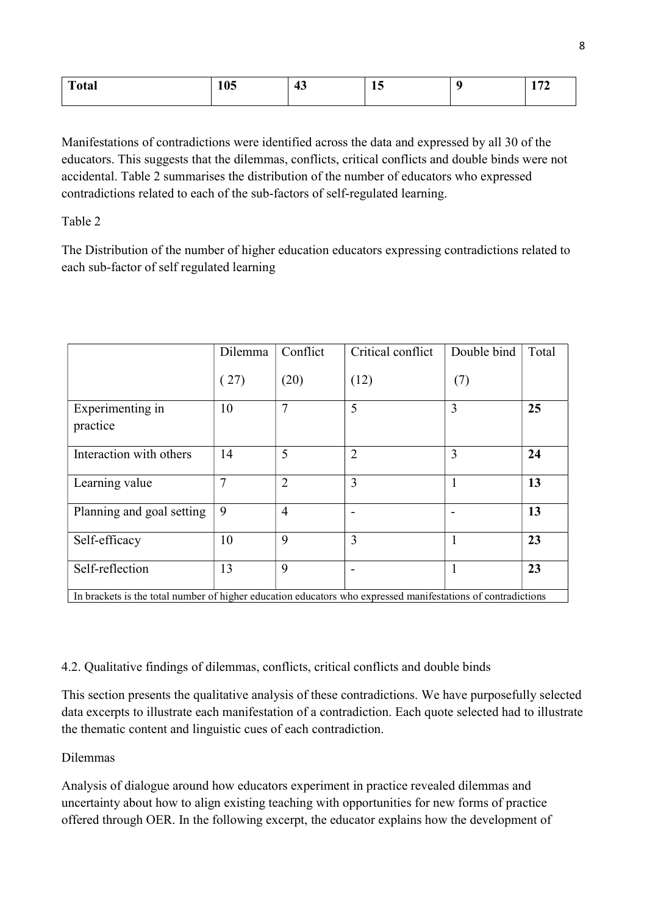| Total | 105 | 43 | 15 | 9 | 172 |
|---|---|---|---|---|---|

Manifestations of contradictions were identified across the data and expressed by all 30 of the educators. This suggests that the dilemmas, conflicts, critical conflicts and double binds were not accidental. Table 2 summarises the distribution of the number of educators who expressed contradictions related to each of the sub-factors of self-regulated learning.

Table 2

The Distribution of the number of higher education educators expressing contradictions related to each sub-factor of self regulated learning

| | Dilemma ( 27) | Conflict (20) | Critical conflict (12) | Double bind (7) | Total |
|---|---|---|---|---|---|
| Experimenting in practice | 10 | 7 | 5 | 3 | **25** |
| Interaction with others | 14 | 5 | 2 | 3 | **24** |
| Learning value | 7 | 2 | 3 | 1 | **13** |
| Planning and goal setting | 9 | 4 | - | - | **13** |
| Self-efficacy | 10 | 9 | 3 | 1 | **23** |
| Self-reflection | 13 | 9 | - | 1 | **23** |

In brackets is the total number of higher education educators who expressed manifestations of contradictions

4.2. Qualitative findings of dilemmas, conflicts, critical conflicts and double binds

This section presents the qualitative analysis of these contradictions. We have purposefully selected data excerpts to illustrate each manifestation of a contradiction. Each quote selected had to illustrate the thematic content and linguistic cues of each contradiction.

Dilemmas

Analysis of dialogue around how educators experiment in practice revealed dilemmas and uncertainty about how to align existing teaching with opportunities for new forms of practice offered through OER. In the following excerpt, the educator explains how the development of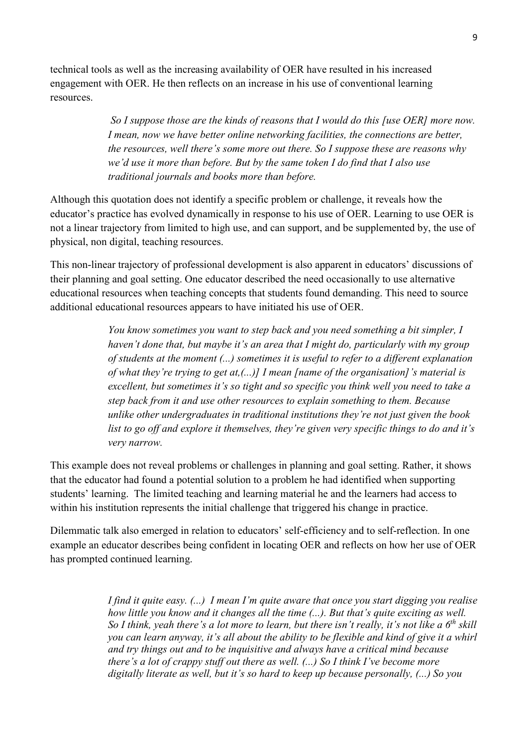technical tools as well as the increasing availability of OER have resulted in his increased engagement with OER. He then reflects on an increase in his use of conventional learning resources.

> *So I suppose those are the kinds of reasons that I would do this [use OER] more now. I mean, now we have better online networking facilities, the connections are better, the resources, well there's some more out there. So I suppose these are reasons why we'd use it more than before. But by the same token I do find that I also use traditional journals and books more than before.*

Although this quotation does not identify a specific problem or challenge, it reveals how the educator's practice has evolved dynamically in response to his use of OER. Learning to use OER is not a linear trajectory from limited to high use, and can support, and be supplemented by, the use of physical, non digital, teaching resources.

This non-linear trajectory of professional development is also apparent in educators' discussions of their planning and goal setting. One educator described the need occasionally to use alternative educational resources when teaching concepts that students found demanding. This need to source additional educational resources appears to have initiated his use of OER.

> *You know sometimes you want to step back and you need something a bit simpler, I haven't done that, but maybe it's an area that I might do, particularly with my group of students at the moment (...) sometimes it is useful to refer to a different explanation of what they're trying to get at,(...)] I mean [name of the organisation]'s material is excellent, but sometimes it's so tight and so specific you think well you need to take a step back from it and use other resources to explain something to them. Because unlike other undergraduates in traditional institutions they're not just given the book list to go off and explore it themselves, they're given very specific things to do and it's very narrow.*

This example does not reveal problems or challenges in planning and goal setting. Rather, it shows that the educator had found a potential solution to a problem he had identified when supporting students' learning. The limited teaching and learning material he and the learners had access to within his institution represents the initial challenge that triggered his change in practice.

Dilemmatic talk also emerged in relation to educators' self-efficiency and to self-reflection. In one example an educator describes being confident in locating OER and reflects on how her use of OER has prompted continued learning.

> *I find it quite easy. (...) I mean I'm quite aware that once you start digging you realise how little you know and it changes all the time (...). But that's quite exciting as well. So I think, yeah there's a lot more to learn, but there isn't really, it's not like a 6th skill you can learn anyway, it's all about the ability to be flexible and kind of give it a whirl and try things out and to be inquisitive and always have a critical mind because there's a lot of crappy stuff out there as well. (...) So I think I've become more digitally literate as well, but it's so hard to keep up because personally, (...) So you*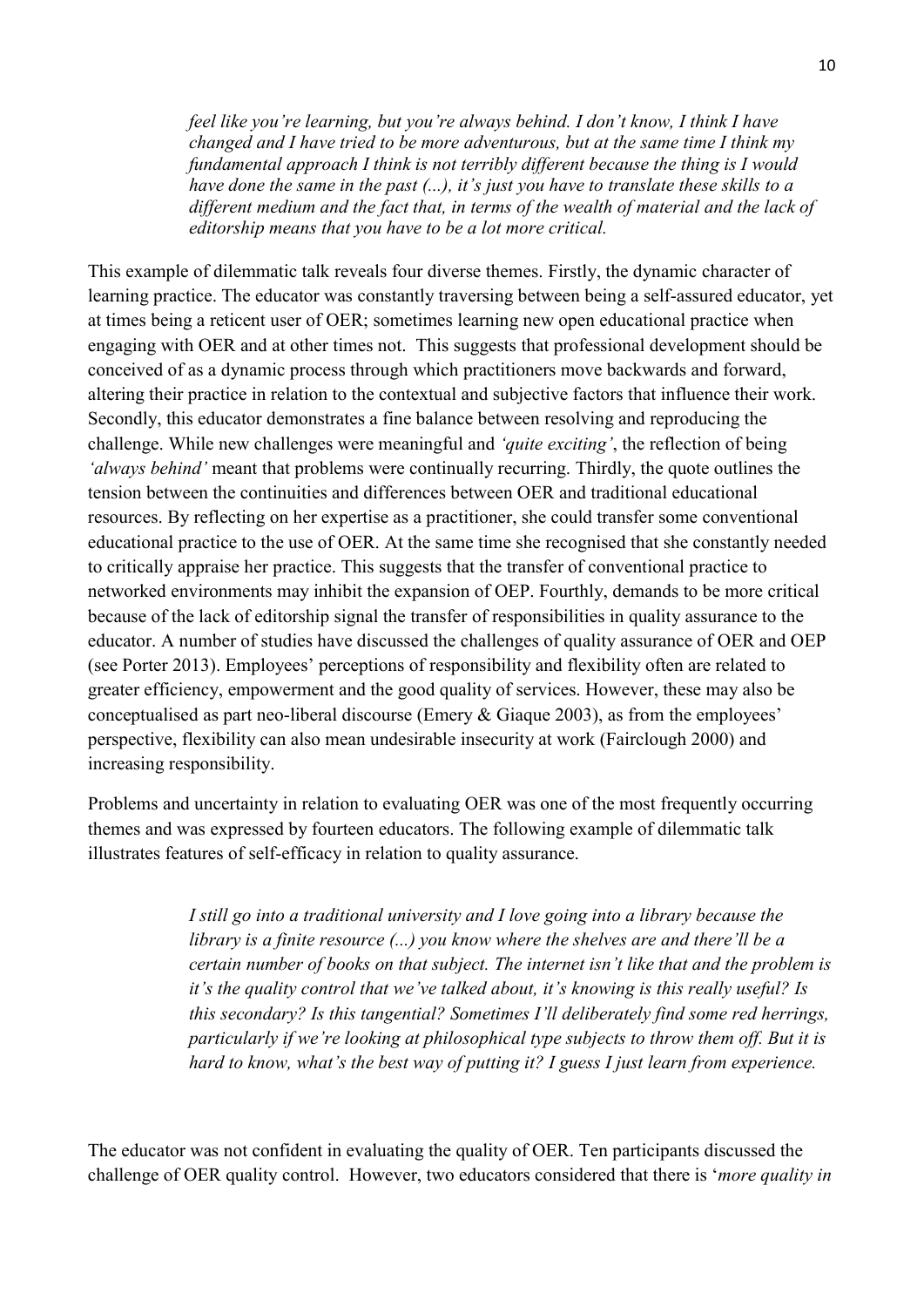> *feel like you're learning, but you're always behind. I don't know, I think I have changed and I have tried to be more adventurous, but at the same time I think my fundamental approach I think is not terribly different because the thing is I would have done the same in the past (...), it's just you have to translate these skills to a different medium and the fact that, in terms of the wealth of material and the lack of editorship means that you have to be a lot more critical.*

This example of dilemmatic talk reveals four diverse themes. Firstly, the dynamic character of learning practice. The educator was constantly traversing between being a self-assured educator, yet at times being a reticent user of OER; sometimes learning new open educational practice when engaging with OER and at other times not. This suggests that professional development should be conceived of as a dynamic process through which practitioners move backwards and forward, altering their practice in relation to the contextual and subjective factors that influence their work. Secondly, this educator demonstrates a fine balance between resolving and reproducing the challenge. While new challenges were meaningful and *'quite exciting'*, the reflection of being *'always behind'* meant that problems were continually recurring. Thirdly, the quote outlines the tension between the continuities and differences between OER and traditional educational resources. By reflecting on her expertise as a practitioner, she could transfer some conventional educational practice to the use of OER. At the same time she recognised that she constantly needed to critically appraise her practice. This suggests that the transfer of conventional practice to networked environments may inhibit the expansion of OEP. Fourthly, demands to be more critical because of the lack of editorship signal the transfer of responsibilities in quality assurance to the educator. A number of studies have discussed the challenges of quality assurance of OER and OEP (see Porter 2013). Employees' perceptions of responsibility and flexibility often are related to greater efficiency, empowerment and the good quality of services. However, these may also be conceptualised as part neo-liberal discourse (Emery & Giaque 2003), as from the employees' perspective, flexibility can also mean undesirable insecurity at work (Fairclough 2000) and increasing responsibility.

Problems and uncertainty in relation to evaluating OER was one of the most frequently occurring themes and was expressed by fourteen educators. The following example of dilemmatic talk illustrates features of self-efficacy in relation to quality assurance.

> *I still go into a traditional university and I love going into a library because the library is a finite resource (...) you know where the shelves are and there'll be a certain number of books on that subject. The internet isn't like that and the problem is it's the quality control that we've talked about, it's knowing is this really useful? Is this secondary? Is this tangential? Sometimes I'll deliberately find some red herrings, particularly if we're looking at philosophical type subjects to throw them off. But it is hard to know, what's the best way of putting it? I guess I just learn from experience.*

The educator was not confident in evaluating the quality of OER. Ten participants discussed the challenge of OER quality control. However, two educators considered that there is '*more quality in*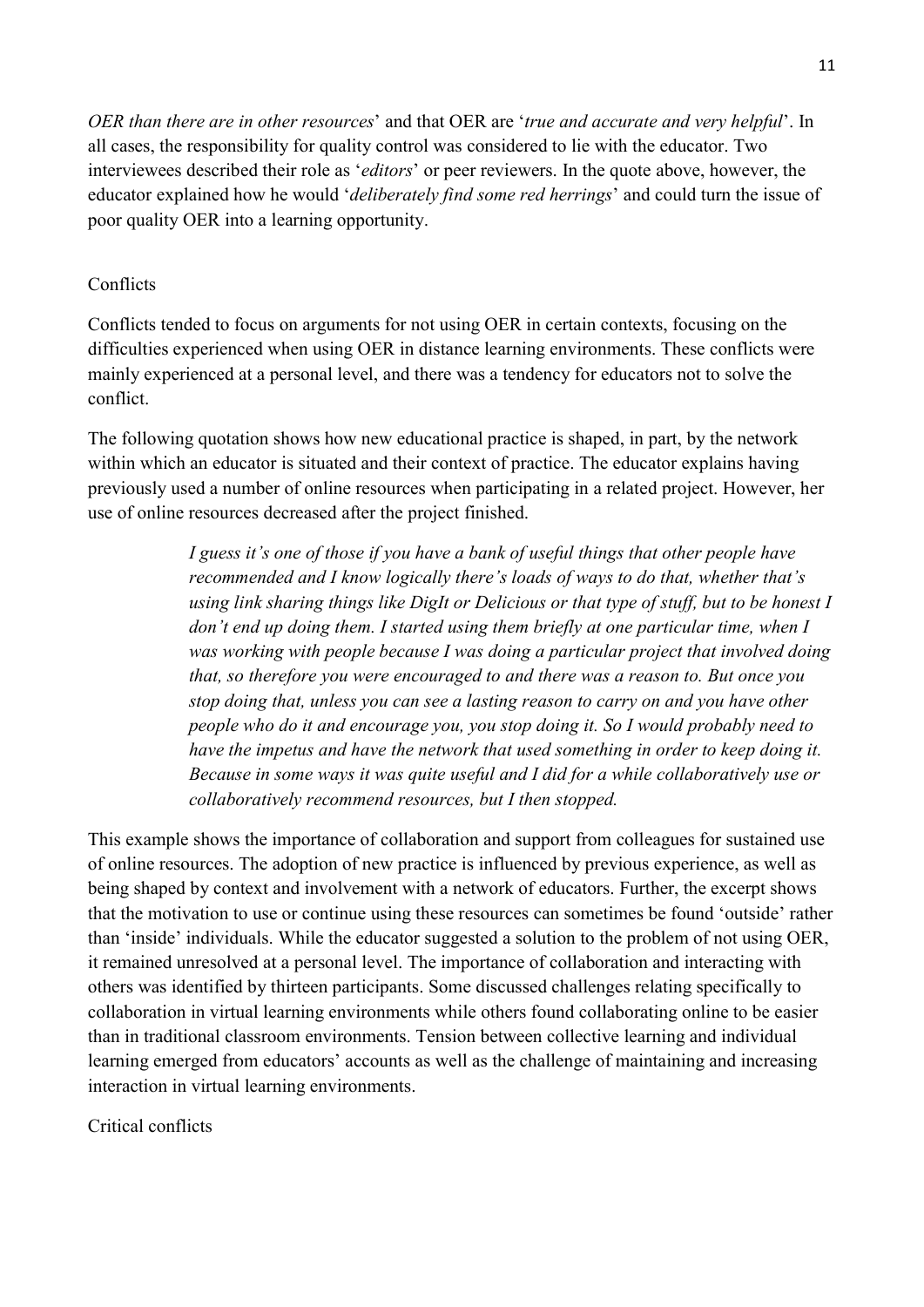*OER than there are in other resources*' and that OER are '*true and accurate and very helpful*'. In all cases, the responsibility for quality control was considered to lie with the educator. Two interviewees described their role as '*editors*' or peer reviewers. In the quote above, however, the educator explained how he would '*deliberately find some red herrings*' and could turn the issue of poor quality OER into a learning opportunity.

### Conflicts

Conflicts tended to focus on arguments for not using OER in certain contexts, focusing on the difficulties experienced when using OER in distance learning environments. These conflicts were mainly experienced at a personal level, and there was a tendency for educators not to solve the conflict.

The following quotation shows how new educational practice is shaped, in part, by the network within which an educator is situated and their context of practice. The educator explains having previously used a number of online resources when participating in a related project. However, her use of online resources decreased after the project finished.

> *I guess it's one of those if you have a bank of useful things that other people have recommended and I know logically there's loads of ways to do that, whether that's using link sharing things like DigIt or Delicious or that type of stuff, but to be honest I don't end up doing them. I started using them briefly at one particular time, when I was working with people because I was doing a particular project that involved doing that, so therefore you were encouraged to and there was a reason to. But once you stop doing that, unless you can see a lasting reason to carry on and you have other people who do it and encourage you, you stop doing it. So I would probably need to have the impetus and have the network that used something in order to keep doing it. Because in some ways it was quite useful and I did for a while collaboratively use or collaboratively recommend resources, but I then stopped.*

This example shows the importance of collaboration and support from colleagues for sustained use of online resources. The adoption of new practice is influenced by previous experience, as well as being shaped by context and involvement with a network of educators. Further, the excerpt shows that the motivation to use or continue using these resources can sometimes be found 'outside' rather than 'inside' individuals. While the educator suggested a solution to the problem of not using OER, it remained unresolved at a personal level. The importance of collaboration and interacting with others was identified by thirteen participants. Some discussed challenges relating specifically to collaboration in virtual learning environments while others found collaborating online to be easier than in traditional classroom environments. Tension between collective learning and individual learning emerged from educators' accounts as well as the challenge of maintaining and increasing interaction in virtual learning environments.

### Critical conflicts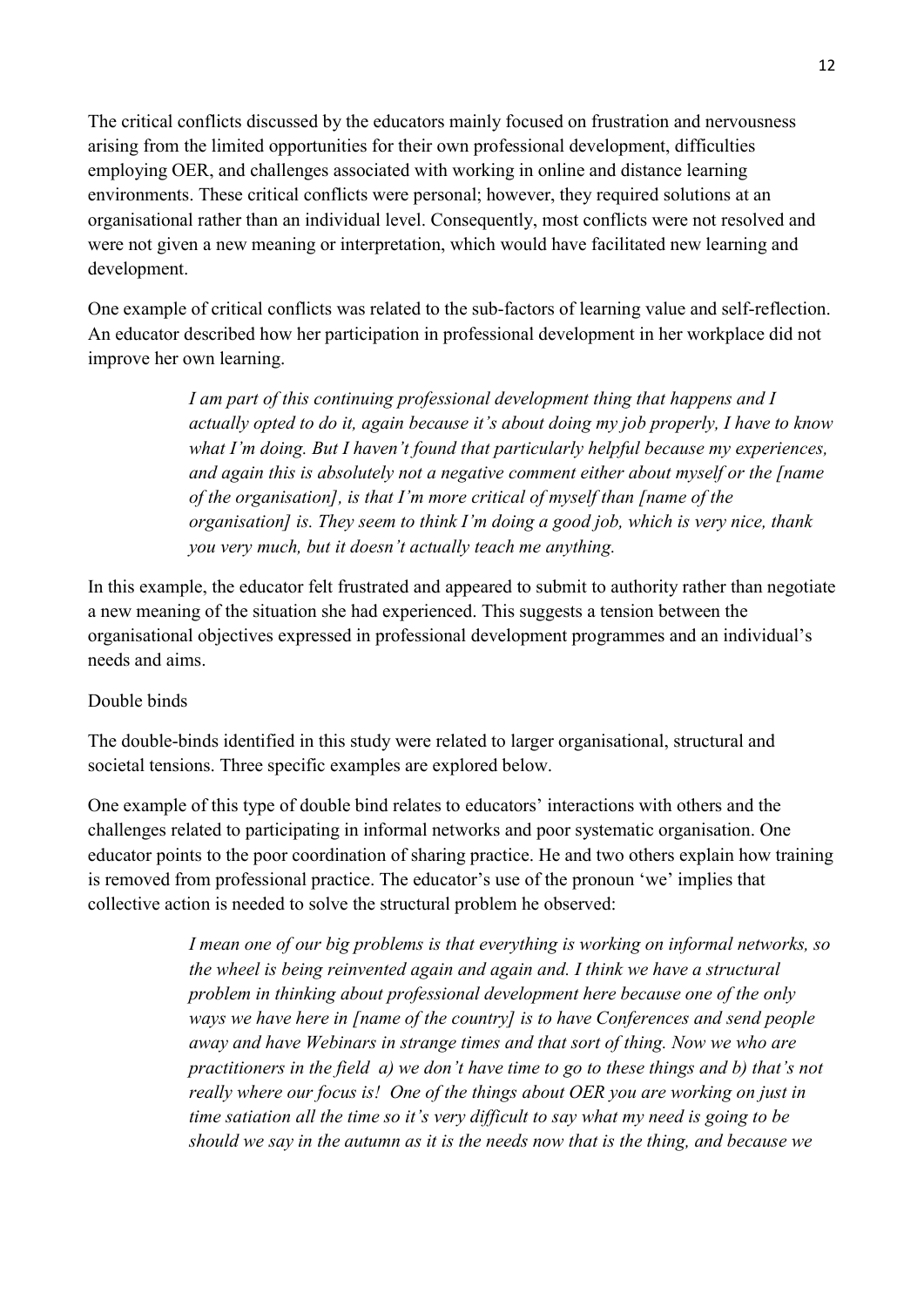The critical conflicts discussed by the educators mainly focused on frustration and nervousness arising from the limited opportunities for their own professional development, difficulties employing OER, and challenges associated with working in online and distance learning environments. These critical conflicts were personal; however, they required solutions at an organisational rather than an individual level. Consequently, most conflicts were not resolved and were not given a new meaning or interpretation, which would have facilitated new learning and development.

One example of critical conflicts was related to the sub-factors of learning value and self-reflection. An educator described how her participation in professional development in her workplace did not improve her own learning.

> *I am part of this continuing professional development thing that happens and I actually opted to do it, again because it's about doing my job properly, I have to know what I'm doing. But I haven't found that particularly helpful because my experiences, and again this is absolutely not a negative comment either about myself or the [name of the organisation], is that I'm more critical of myself than [name of the organisation] is. They seem to think I'm doing a good job, which is very nice, thank you very much, but it doesn't actually teach me anything.*

In this example, the educator felt frustrated and appeared to submit to authority rather than negotiate a new meaning of the situation she had experienced. This suggests a tension between the organisational objectives expressed in professional development programmes and an individual's needs and aims.

Double binds

The double-binds identified in this study were related to larger organisational, structural and societal tensions. Three specific examples are explored below.

One example of this type of double bind relates to educators' interactions with others and the challenges related to participating in informal networks and poor systematic organisation. One educator points to the poor coordination of sharing practice. He and two others explain how training is removed from professional practice. The educator's use of the pronoun 'we' implies that collective action is needed to solve the structural problem he observed:

> *I mean one of our big problems is that everything is working on informal networks, so the wheel is being reinvented again and again and. I think we have a structural problem in thinking about professional development here because one of the only ways we have here in [name of the country] is to have Conferences and send people away and have Webinars in strange times and that sort of thing. Now we who are practitioners in the field a) we don't have time to go to these things and b) that's not really where our focus is! One of the things about OER you are working on just in time satiation all the time so it's very difficult to say what my need is going to be should we say in the autumn as it is the needs now that is the thing, and because we*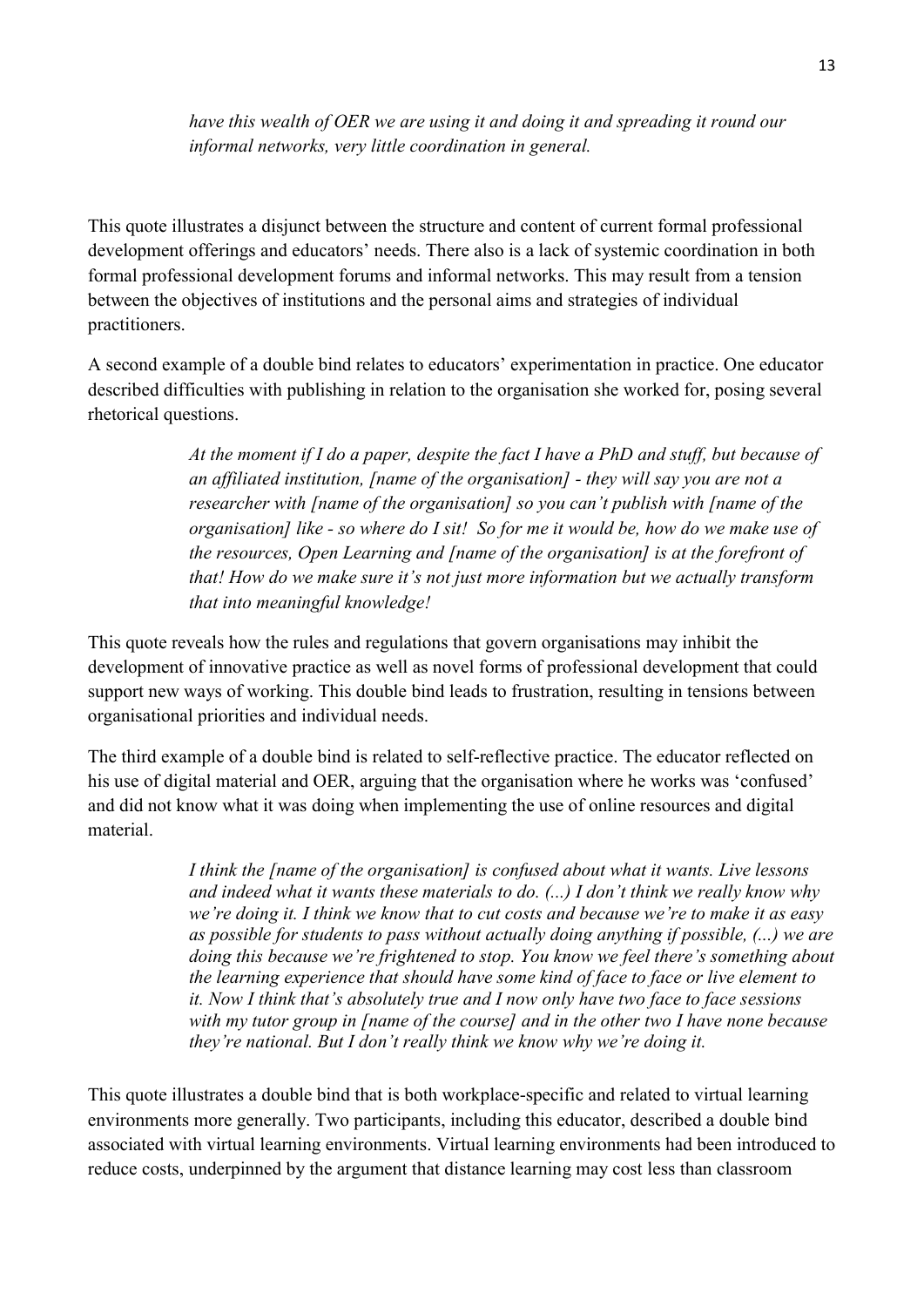*have this wealth of OER we are using it and doing it and spreading it round our informal networks, very little coordination in general.*

This quote illustrates a disjunct between the structure and content of current formal professional development offerings and educators' needs. There also is a lack of systemic coordination in both formal professional development forums and informal networks. This may result from a tension between the objectives of institutions and the personal aims and strategies of individual practitioners.

A second example of a double bind relates to educators' experimentation in practice. One educator described difficulties with publishing in relation to the organisation she worked for, posing several rhetorical questions.

> *At the moment if I do a paper, despite the fact I have a PhD and stuff, but because of an affiliated institution, [name of the organisation] - they will say you are not a researcher with [name of the organisation] so you can't publish with [name of the organisation] like - so where do I sit! So for me it would be, how do we make use of the resources, Open Learning and [name of the organisation] is at the forefront of that! How do we make sure it's not just more information but we actually transform that into meaningful knowledge!*

This quote reveals how the rules and regulations that govern organisations may inhibit the development of innovative practice as well as novel forms of professional development that could support new ways of working. This double bind leads to frustration, resulting in tensions between organisational priorities and individual needs.

The third example of a double bind is related to self-reflective practice. The educator reflected on his use of digital material and OER, arguing that the organisation where he works was 'confused' and did not know what it was doing when implementing the use of online resources and digital material.

> *I think the [name of the organisation] is confused about what it wants. Live lessons and indeed what it wants these materials to do. (...) I don't think we really know why we're doing it. I think we know that to cut costs and because we're to make it as easy as possible for students to pass without actually doing anything if possible, (...) we are doing this because we're frightened to stop. You know we feel there's something about the learning experience that should have some kind of face to face or live element to it. Now I think that's absolutely true and I now only have two face to face sessions with my tutor group in [name of the course] and in the other two I have none because they're national. But I don't really think we know why we're doing it.*

This quote illustrates a double bind that is both workplace-specific and related to virtual learning environments more generally. Two participants, including this educator, described a double bind associated with virtual learning environments. Virtual learning environments had been introduced to reduce costs, underpinned by the argument that distance learning may cost less than classroom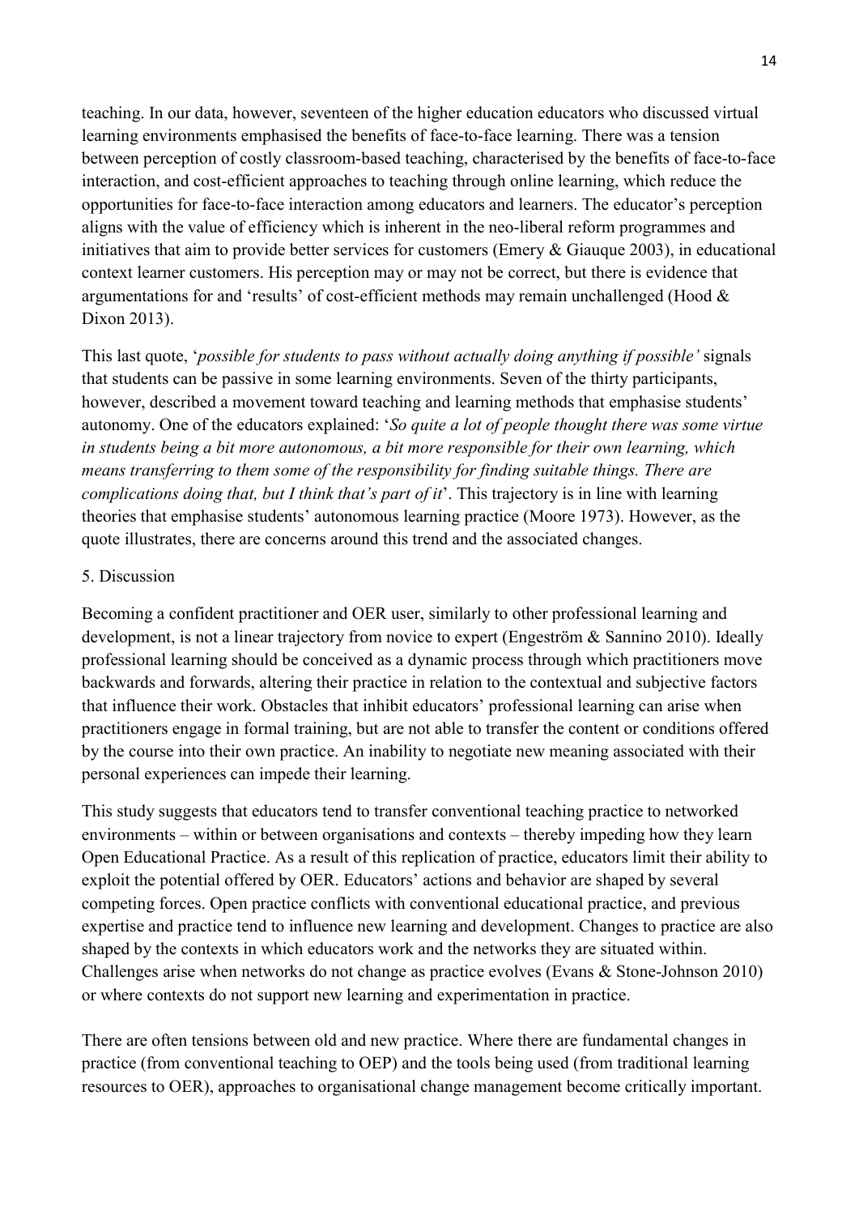teaching. In our data, however, seventeen of the higher education educators who discussed virtual learning environments emphasised the benefits of face-to-face learning. There was a tension between perception of costly classroom-based teaching, characterised by the benefits of face-to-face interaction, and cost-efficient approaches to teaching through online learning, which reduce the opportunities for face-to-face interaction among educators and learners. The educator's perception aligns with the value of efficiency which is inherent in the neo-liberal reform programmes and initiatives that aim to provide better services for customers (Emery & Giauque 2003), in educational context learner customers. His perception may or may not be correct, but there is evidence that argumentations for and 'results' of cost-efficient methods may remain unchallenged (Hood & Dixon 2013).

This last quote, '*possible for students to pass without actually doing anything if possible'* signals that students can be passive in some learning environments. Seven of the thirty participants, however, described a movement toward teaching and learning methods that emphasise students' autonomy. One of the educators explained: '*So quite a lot of people thought there was some virtue in students being a bit more autonomous, a bit more responsible for their own learning, which means transferring to them some of the responsibility for finding suitable things. There are complications doing that, but I think that's part of it*'. This trajectory is in line with learning theories that emphasise students' autonomous learning practice (Moore 1973). However, as the quote illustrates, there are concerns around this trend and the associated changes.

## 5. Discussion

Becoming a confident practitioner and OER user, similarly to other professional learning and development, is not a linear trajectory from novice to expert (Engeström & Sannino 2010). Ideally professional learning should be conceived as a dynamic process through which practitioners move backwards and forwards, altering their practice in relation to the contextual and subjective factors that influence their work. Obstacles that inhibit educators' professional learning can arise when practitioners engage in formal training, but are not able to transfer the content or conditions offered by the course into their own practice. An inability to negotiate new meaning associated with their personal experiences can impede their learning.

This study suggests that educators tend to transfer conventional teaching practice to networked environments – within or between organisations and contexts – thereby impeding how they learn Open Educational Practice. As a result of this replication of practice, educators limit their ability to exploit the potential offered by OER. Educators' actions and behavior are shaped by several competing forces. Open practice conflicts with conventional educational practice, and previous expertise and practice tend to influence new learning and development. Changes to practice are also shaped by the contexts in which educators work and the networks they are situated within. Challenges arise when networks do not change as practice evolves (Evans & Stone-Johnson 2010) or where contexts do not support new learning and experimentation in practice.

There are often tensions between old and new practice. Where there are fundamental changes in practice (from conventional teaching to OEP) and the tools being used (from traditional learning resources to OER), approaches to organisational change management become critically important.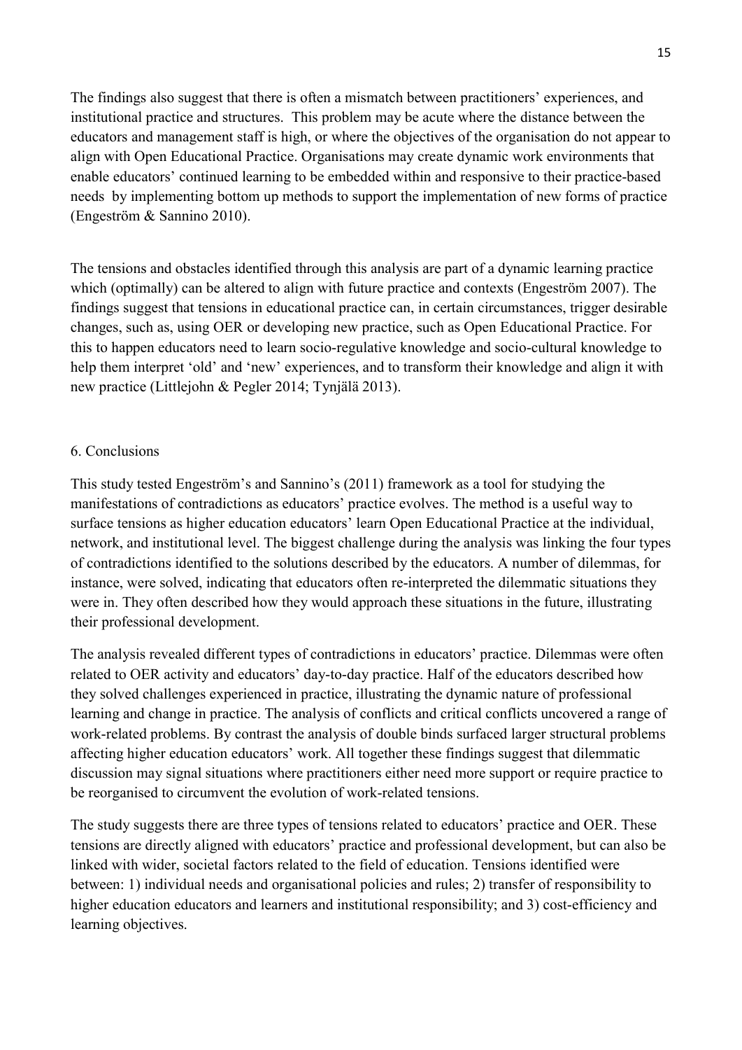The findings also suggest that there is often a mismatch between practitioners' experiences, and institutional practice and structures. This problem may be acute where the distance between the educators and management staff is high, or where the objectives of the organisation do not appear to align with Open Educational Practice. Organisations may create dynamic work environments that enable educators' continued learning to be embedded within and responsive to their practice-based needs by implementing bottom up methods to support the implementation of new forms of practice (Engeström & Sannino 2010).

The tensions and obstacles identified through this analysis are part of a dynamic learning practice which (optimally) can be altered to align with future practice and contexts (Engeström 2007). The findings suggest that tensions in educational practice can, in certain circumstances, trigger desirable changes, such as, using OER or developing new practice, such as Open Educational Practice. For this to happen educators need to learn socio-regulative knowledge and socio-cultural knowledge to help them interpret 'old' and 'new' experiences, and to transform their knowledge and align it with new practice (Littlejohn & Pegler 2014; Tynjälä 2013).

## 6. Conclusions

This study tested Engeström's and Sannino's (2011) framework as a tool for studying the manifestations of contradictions as educators' practice evolves. The method is a useful way to surface tensions as higher education educators' learn Open Educational Practice at the individual, network, and institutional level. The biggest challenge during the analysis was linking the four types of contradictions identified to the solutions described by the educators. A number of dilemmas, for instance, were solved, indicating that educators often re-interpreted the dilemmatic situations they were in. They often described how they would approach these situations in the future, illustrating their professional development.

The analysis revealed different types of contradictions in educators' practice. Dilemmas were often related to OER activity and educators' day-to-day practice. Half of the educators described how they solved challenges experienced in practice, illustrating the dynamic nature of professional learning and change in practice. The analysis of conflicts and critical conflicts uncovered a range of work-related problems. By contrast the analysis of double binds surfaced larger structural problems affecting higher education educators' work. All together these findings suggest that dilemmatic discussion may signal situations where practitioners either need more support or require practice to be reorganised to circumvent the evolution of work-related tensions.

The study suggests there are three types of tensions related to educators' practice and OER. These tensions are directly aligned with educators' practice and professional development, but can also be linked with wider, societal factors related to the field of education. Tensions identified were between: 1) individual needs and organisational policies and rules; 2) transfer of responsibility to higher education educators and learners and institutional responsibility; and 3) cost-efficiency and learning objectives.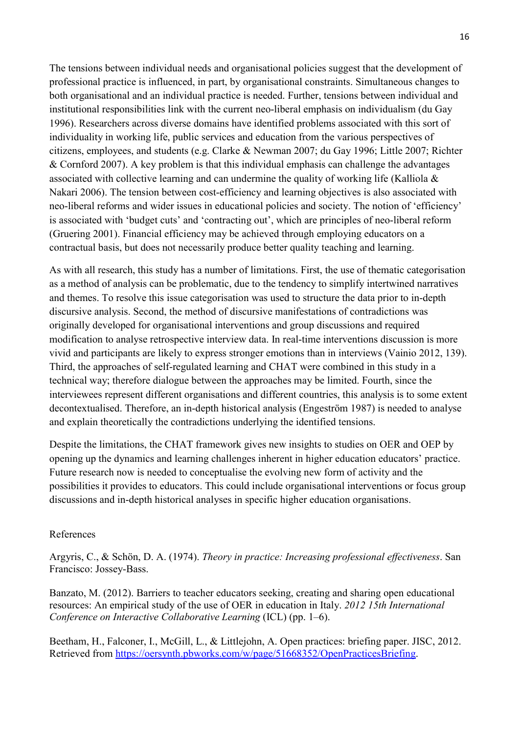The tensions between individual needs and organisational policies suggest that the development of professional practice is influenced, in part, by organisational constraints. Simultaneous changes to both organisational and an individual practice is needed. Further, tensions between individual and institutional responsibilities link with the current neo-liberal emphasis on individualism (du Gay 1996). Researchers across diverse domains have identified problems associated with this sort of individuality in working life, public services and education from the various perspectives of citizens, employees, and students (e.g. Clarke & Newman 2007; du Gay 1996; Little 2007; Richter & Cornford 2007). A key problem is that this individual emphasis can challenge the advantages associated with collective learning and can undermine the quality of working life (Kalliola & Nakari 2006). The tension between cost-efficiency and learning objectives is also associated with neo-liberal reforms and wider issues in educational policies and society. The notion of 'efficiency' is associated with 'budget cuts' and 'contracting out', which are principles of neo-liberal reform (Gruering 2001). Financial efficiency may be achieved through employing educators on a contractual basis, but does not necessarily produce better quality teaching and learning.

As with all research, this study has a number of limitations. First, the use of thematic categorisation as a method of analysis can be problematic, due to the tendency to simplify intertwined narratives and themes. To resolve this issue categorisation was used to structure the data prior to in-depth discursive analysis. Second, the method of discursive manifestations of contradictions was originally developed for organisational interventions and group discussions and required modification to analyse retrospective interview data. In real-time interventions discussion is more vivid and participants are likely to express stronger emotions than in interviews (Vainio 2012, 139). Third, the approaches of self-regulated learning and CHAT were combined in this study in a technical way; therefore dialogue between the approaches may be limited. Fourth, since the interviewees represent different organisations and different countries, this analysis is to some extent decontextualised. Therefore, an in-depth historical analysis (Engeström 1987) is needed to analyse and explain theoretically the contradictions underlying the identified tensions.

Despite the limitations, the CHAT framework gives new insights to studies on OER and OEP by opening up the dynamics and learning challenges inherent in higher education educators' practice. Future research now is needed to conceptualise the evolving new form of activity and the possibilities it provides to educators. This could include organisational interventions or focus group discussions and in-depth historical analyses in specific higher education organisations.

References

Argyris, C., & Schön, D. A. (1974). *Theory in practice: Increasing professional effectiveness*. San Francisco: Jossey-Bass.

Banzato, M. (2012). Barriers to teacher educators seeking, creating and sharing open educational resources: An empirical study of the use of OER in education in Italy. *2012 15th International Conference on Interactive Collaborative Learning* (ICL) (pp. 1–6).

Beetham, H., Falconer, I., McGill, L., & Littlejohn, A. Open practices: briefing paper. JISC, 2012. Retrieved from https://oersynth.pbworks.com/w/page/51668352/OpenPracticesBriefing.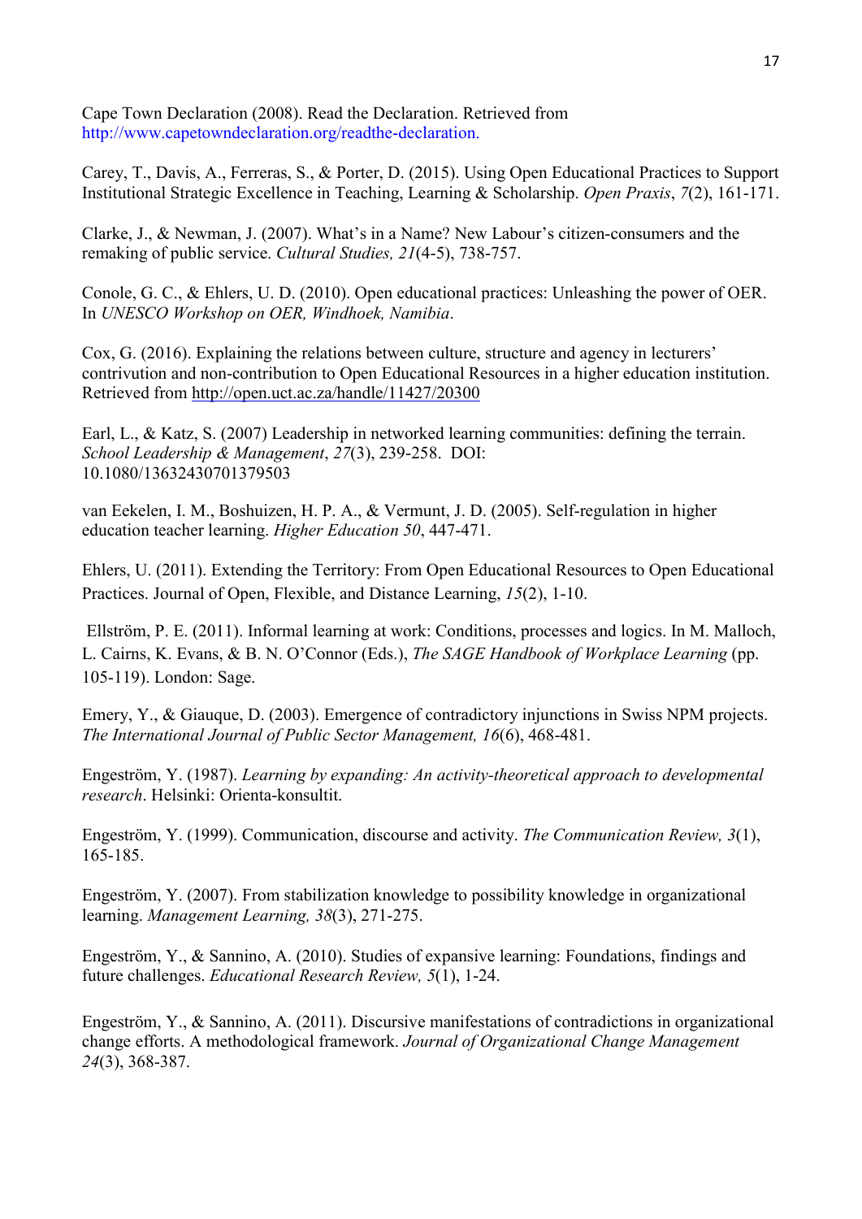Cape Town Declaration (2008). Read the Declaration. Retrieved from http://www.capetowndeclaration.org/readthe-declaration.

Carey, T., Davis, A., Ferreras, S., & Porter, D. (2015). Using Open Educational Practices to Support Institutional Strategic Excellence in Teaching, Learning & Scholarship. *Open Praxis*, *7*(2), 161-171.

Clarke, J., & Newman, J. (2007). What's in a Name? New Labour's citizen-consumers and the remaking of public service. *Cultural Studies, 21*(4-5), 738-757.

Conole, G. C., & Ehlers, U. D. (2010). Open educational practices: Unleashing the power of OER. In *UNESCO Workshop on OER, Windhoek, Namibia*.

Cox, G. (2016). Explaining the relations between culture, structure and agency in lecturers' contrivution and non-contribution to Open Educational Resources in a higher education institution. Retrieved from http://open.uct.ac.za/handle/11427/20300

Earl, L., & Katz, S. (2007) Leadership in networked learning communities: defining the terrain. *School Leadership & Management*, *27*(3), 239-258. DOI: 10.1080/13632430701379503

van Eekelen, I. M., Boshuizen, H. P. A., & Vermunt, J. D. (2005). Self-regulation in higher education teacher learning. *Higher Education 50*, 447-471.

Ehlers, U. (2011). Extending the Territory: From Open Educational Resources to Open Educational Practices. Journal of Open, Flexible, and Distance Learning, *15*(2), 1-10.

Ellström, P. E. (2011). Informal learning at work: Conditions, processes and logics. In M. Malloch, L. Cairns, K. Evans, & B. N. O'Connor (Eds.), *The SAGE Handbook of Workplace Learning* (pp. 105-119). London: Sage.

Emery, Y., & Giauque, D. (2003). Emergence of contradictory injunctions in Swiss NPM projects. *The International Journal of Public Sector Management, 16*(6), 468-481.

Engeström, Y. (1987). *Learning by expanding: An activity-theoretical approach to developmental research*. Helsinki: Orienta-konsultit.

Engeström, Y. (1999). Communication, discourse and activity. *The Communication Review, 3*(1), 165-185.

Engeström, Y. (2007). From stabilization knowledge to possibility knowledge in organizational learning. *Management Learning, 38*(3), 271-275.

Engeström, Y., & Sannino, A. (2010). Studies of expansive learning: Foundations, findings and future challenges. *Educational Research Review, 5*(1), 1-24.

Engeström, Y., & Sannino, A. (2011). Discursive manifestations of contradictions in organizational change efforts. A methodological framework. *Journal of Organizational Change Management 24*(3), 368-387.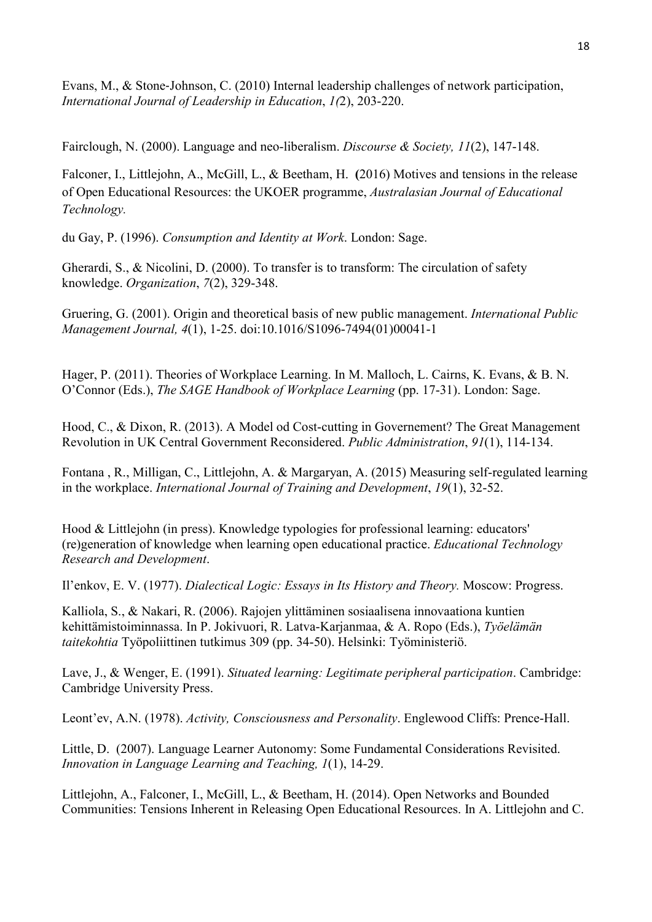Evans, M., & Stone-Johnson, C. (2010) Internal leadership challenges of network participation, *International Journal of Leadership in Education*, *1(*2), 203-220.

Fairclough, N. (2000). Language and neo-liberalism. *Discourse & Society, 11*(2), 147-148.

Falconer, I., Littlejohn, A., McGill, L., & Beetham, H. (2016) Motives and tensions in the release of Open Educational Resources: the UKOER programme, *Australasian Journal of Educational Technology.*

du Gay, P. (1996). *Consumption and Identity at Work*. London: Sage.

Gherardi, S., & Nicolini, D. (2000). To transfer is to transform: The circulation of safety knowledge. *Organization*, *7*(2), 329-348.

Gruering, G. (2001). Origin and theoretical basis of new public management. *International Public Management Journal, 4*(1), 1-25. doi:10.1016/S1096-7494(01)00041-1

Hager, P. (2011). Theories of Workplace Learning. In M. Malloch, L. Cairns, K. Evans, & B. N. O'Connor (Eds.), *The SAGE Handbook of Workplace Learning* (pp. 17-31). London: Sage.

Hood, C., & Dixon, R. (2013). A Model od Cost-cutting in Governement? The Great Management Revolution in UK Central Government Reconsidered. *Public Administration*, *91*(1), 114-134.

Fontana , R., Milligan, C., Littlejohn, A. & Margaryan, A. (2015) Measuring self-regulated learning in the workplace. *International Journal of Training and Development*, *19*(1), 32-52.

Hood & Littlejohn (in press). Knowledge typologies for professional learning: educators' (re)generation of knowledge when learning open educational practice. *Educational Technology Research and Development*.

Il'enkov, E. V. (1977). *Dialectical Logic: Essays in Its History and Theory.* Moscow: Progress.

Kalliola, S., & Nakari, R. (2006). Rajojen ylittäminen sosiaalisena innovaationa kuntien kehittämistoiminnassa. In P. Jokivuori, R. Latva-Karjanmaa, & A. Ropo (Eds.), *Työelämän taitekohtia* Työpoliittinen tutkimus 309 (pp. 34-50). Helsinki: Työministeriö.

Lave, J., & Wenger, E. (1991). *Situated learning: Legitimate peripheral participation*. Cambridge: Cambridge University Press.

Leont'ev, A.N. (1978). *Activity, Consciousness and Personality*. Englewood Cliffs: Prence-Hall.

Little, D. (2007). Language Learner Autonomy: Some Fundamental Considerations Revisited. *Innovation in Language Learning and Teaching, 1*(1), 14-29.

Littlejohn, A., Falconer, I., McGill, L., & Beetham, H. (2014). Open Networks and Bounded Communities: Tensions Inherent in Releasing Open Educational Resources. In A. Littlejohn and C.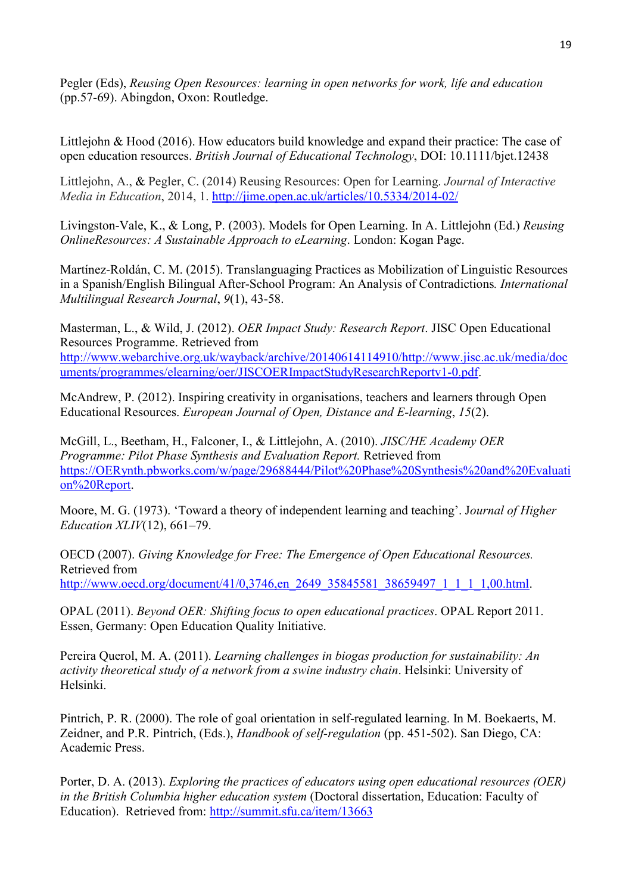Pegler (Eds), *Reusing Open Resources: learning in open networks for work, life and education* (pp.57-69). Abingdon, Oxon: Routledge.

Littlejohn & Hood (2016). How educators build knowledge and expand their practice: The case of open education resources. *British Journal of Educational Technology*, DOI: 10.1111/bjet.12438

Littlejohn, A., & Pegler, C. (2014) Reusing Resources: Open for Learning. *Journal of Interactive Media in Education*, 2014, 1. http://jime.open.ac.uk/articles/10.5334/2014-02/

Livingston-Vale, K., & Long, P. (2003). Models for Open Learning. In A. Littlejohn (Ed.) *Reusing OnlineResources: A Sustainable Approach to eLearning*. London: Kogan Page.

Martínez-Roldán, C. M. (2015). Translanguaging Practices as Mobilization of Linguistic Resources in a Spanish/English Bilingual After-School Program: An Analysis of Contradictions*. International Multilingual Research Journal*, *9*(1), 43-58.

Masterman, L., & Wild, J. (2012). *OER Impact Study: Research Report*. JISC Open Educational Resources Programme. Retrieved from http://www.webarchive.org.uk/wayback/archive/20140614114910/http://www.jisc.ac.uk/media/documents/programmes/elearning/oer/JISCOERImpactStudyResearchReportv1-0.pdf.

McAndrew, P. (2012). Inspiring creativity in organisations, teachers and learners through Open Educational Resources. *European Journal of Open, Distance and E-learning*, *15*(2).

McGill, L., Beetham, H., Falconer, I., & Littlejohn, A. (2010). *JISC/HE Academy OER Programme: Pilot Phase Synthesis and Evaluation Report.* Retrieved from https://OERynth.pbworks.com/w/page/29688444/Pilot%20Phase%20Synthesis%20and%20Evaluation%20Report.

Moore, M. G. (1973). 'Toward a theory of independent learning and teaching'. J*ournal of Higher Education XLIV*(12), 661–79.

OECD (2007). *Giving Knowledge for Free: The Emergence of Open Educational Resources.* Retrieved from http://www.oecd.org/document/41/0,3746,en_2649_35845581_38659497_1_1_1_1,00.html.

OPAL (2011). *Beyond OER: Shifting focus to open educational practices*. OPAL Report 2011. Essen, Germany: Open Education Quality Initiative.

Pereira Querol, M. A. (2011). *Learning challenges in biogas production for sustainability: An activity theoretical study of a network from a swine industry chain*. Helsinki: University of Helsinki.

Pintrich, P. R. (2000). The role of goal orientation in self-regulated learning. In M. Boekaerts, M. Zeidner, and P.R. Pintrich, (Eds.), *Handbook of self-regulation* (pp. 451-502). San Diego, CA: Academic Press.

Porter, D. A. (2013). *Exploring the practices of educators using open educational resources (OER) in the British Columbia higher education system* (Doctoral dissertation, Education: Faculty of Education). Retrieved from: http://summit.sfu.ca/item/13663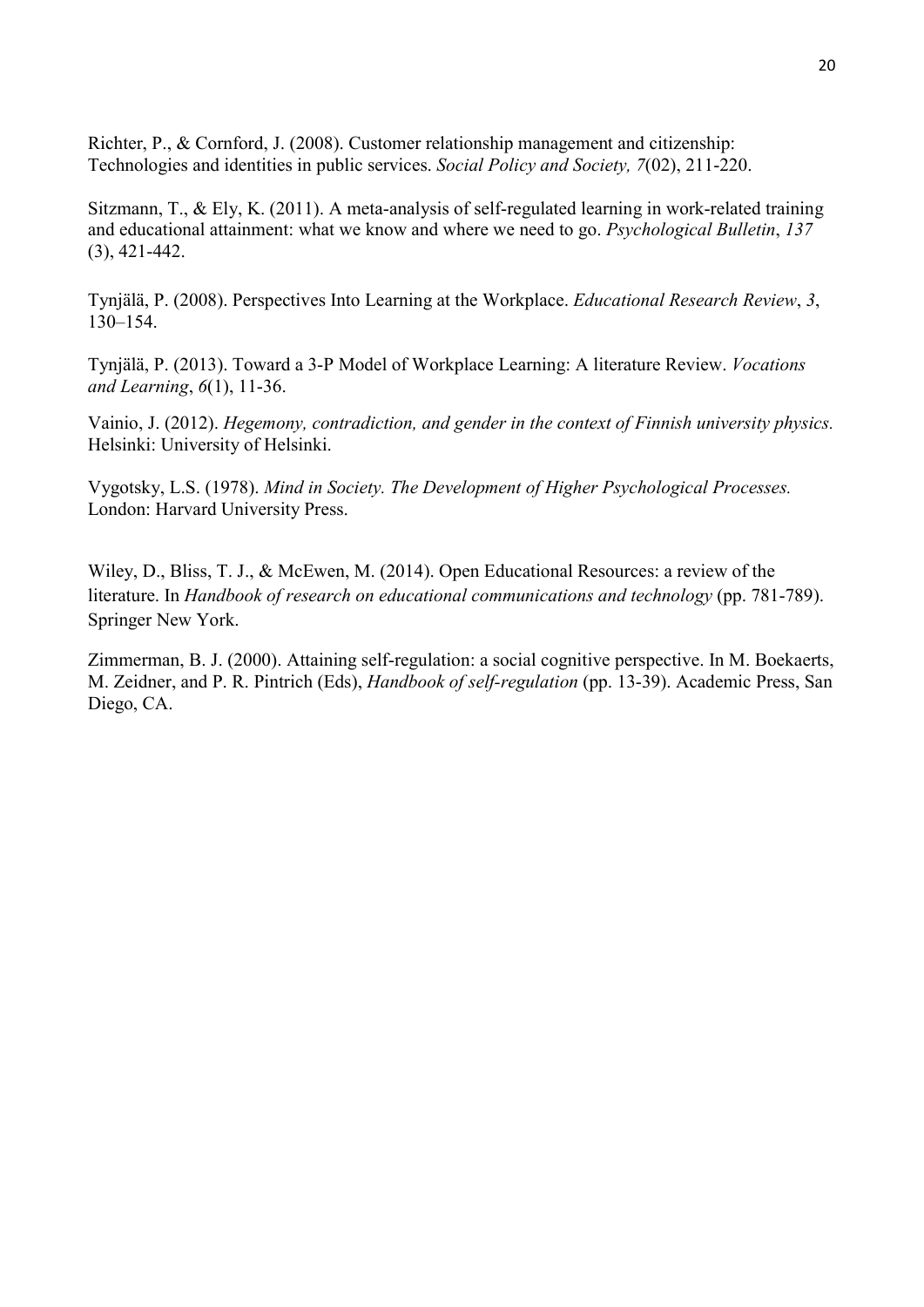Richter, P., & Cornford, J. (2008). Customer relationship management and citizenship: Technologies and identities in public services. *Social Policy and Society, 7*(02), 211-220.

Sitzmann, T., & Ely, K. (2011). A meta-analysis of self-regulated learning in work-related training and educational attainment: what we know and where we need to go. *Psychological Bulletin*, *137* (3), 421-442.

Tynjälä, P. (2008). Perspectives Into Learning at the Workplace. *Educational Research Review*, *3*, 130–154.

Tynjälä, P. (2013). Toward a 3-P Model of Workplace Learning: A literature Review. *Vocations and Learning*, *6*(1), 11-36.

Vainio, J. (2012). *Hegemony, contradiction, and gender in the context of Finnish university physics.* Helsinki: University of Helsinki.

Vygotsky, L.S. (1978). *Mind in Society. The Development of Higher Psychological Processes.* London: Harvard University Press.

Wiley, D., Bliss, T. J., & McEwen, M. (2014). Open Educational Resources: a review of the literature. In *Handbook of research on educational communications and technology* (pp. 781-789). Springer New York.

Zimmerman, B. J. (2000). Attaining self-regulation: a social cognitive perspective. In M. Boekaerts, M. Zeidner, and P. R. Pintrich (Eds), *Handbook of self-regulation* (pp. 13-39). Academic Press, San Diego, CA.